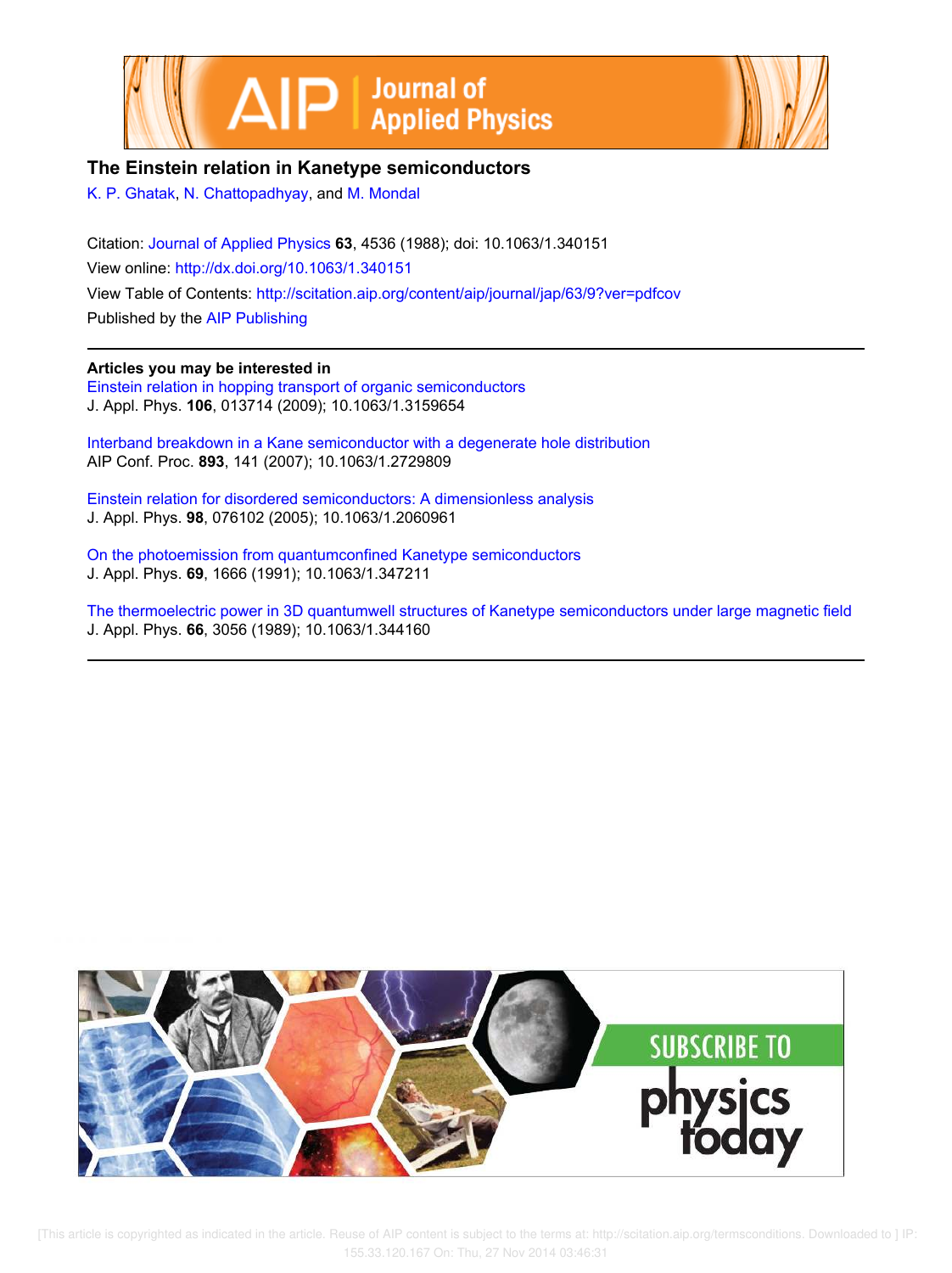# The Einstein relation in Kanetype semiconductors

K. P. Ghatak, N. Chattopadhyay, and M. Mondal

Citation: Journal of Applied Physics **63**, 4536 (1988); doi: 10.1063/1.340151

View online: http://dx.doi.org/10.1063/1.340151

View Table of Contents: http://scitation.aip.org/content/aip/journal/jap/63/9?ver=pdfcov

Published by the AIP Publishing

## Articles you may be interested in

Einstein relation in hopping transport of organic semiconductors
J. Appl. Phys. **106**, 013714 (2009); 10.1063/1.3159654

Interband breakdown in a Kane semiconductor with a degenerate hole distribution
AIP Conf. Proc. **893**, 141 (2007); 10.1063/1.2729809

Einstein relation for disordered semiconductors: A dimensionless analysis
J. Appl. Phys. **98**, 076102 (2005); 10.1063/1.2060961

On the photoemission from quantumconfined Kanetype semiconductors
J. Appl. Phys. **69**, 1666 (1991); 10.1063/1.347211

The thermoelectric power in 3D quantumwell structures of Kanetype semiconductors under large magnetic field
J. Appl. Phys. **66**, 3056 (1989); 10.1063/1.344160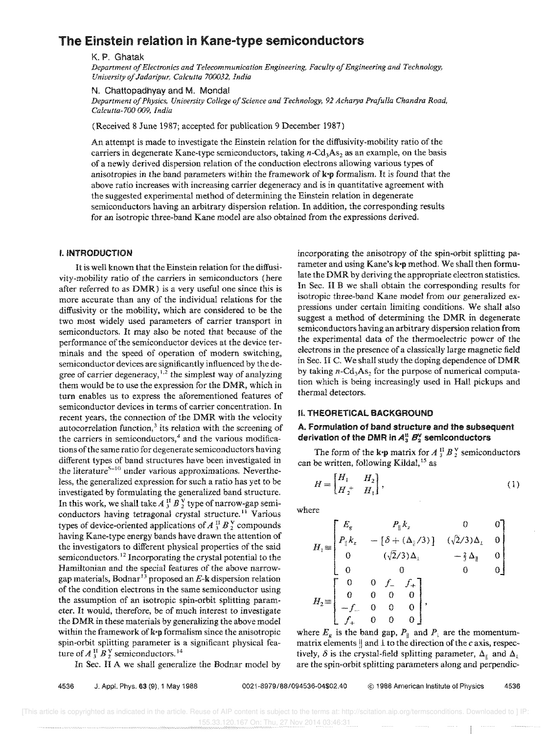# The Einstein relation in Kane-type semiconductors

K. P. Ghatak

*Department of Electronics and Telecommunication Engineering, Faculty of Engineering and Technology, University of Jadaripur, Calcutta 700032, India*

N. Chattopadhyay and M. Mondal

*Department of Physics, University College of Science and Technology, 92 Acharya Prafulla Chandra Road, Calcutta-700 009, India*

(Received 8 June 1987; accepted for publication 9 December 1987)

An attempt is made to investigate the Einstein relation for the diffusivity-mobility ratio of the carriers in degenerate Kane-type semiconductors, taking $n$-$Cd_3As_2$ as an example, on the basis of a newly derived dispersion relation of the conduction electrons allowing various types of anisotropies in the band parameters within the framework of **k·p** formalism. It is found that the above ratio increases with increasing carrier degeneracy and is in quantitative agreement with the suggested experimental method of determining the Einstein relation in degenerate semiconductors having an arbitrary dispersion relation. In addition, the corresponding results for an isotropic three-band Kane model are also obtained from the expressions derived.

## I. INTRODUCTION

It is well known that the Einstein relation for the diffusivity-mobility ratio of the carriers in semiconductors (here after referred to as DMR) is a very useful one since this is more accurate than any of the individual relations for the diffusivity or the mobility, which are considered to be the two most widely used parameters of carrier transport in semiconductors. It may also be noted that because of the performance of the semiconductor devices at the device terminals and the speed of operation of modern switching, semiconductor devices are significantly influenced by the degree of carrier degeneracy,[1,2] the simplest way of analyzing them would be to use the expression for the DMR, which in turn enables us to express the aforementioned features of semiconductor devices in terms of carrier concentration. In recent years, the connection of the DMR with the velocity autocorrelation function,[3] its relation with the screening of the carriers in semiconductors,[4] and the various modifications of the same ratio for degenerate semiconductors having different types of band structures have been investigated in the literature[5-10] under various approximations. Nevertheless, the generalized expression for such a ratio has yet to be investigated by formulating the generalized band structure. In this work, we shall take $A_3^{II} B_2^{V}$ type of narrow-gap semiconductors having tetragonal crystal structure.[11] Various types of device-oriented applications of $A_3^{II} B_2^{V}$ compounds having Kane-type energy bands have drawn the attention of the investigators to different physical properties of the said semiconductors.[12] Incorporating the crystal potential to the Hamiltonian and the special features of the above narrow-gap materials, Bodnar[13] proposed an $E$-**k** dispersion relation of the condition electrons in the same semiconductor using the assumption of an isotropic spin-orbit splitting parameter. It would, therefore, be of much interest to investigate the DMR in these materials by generalizing the above model within the framework of **k·p** formalism since the anisotropic spin-orbit splitting parameter is a significant physical feature of $A_3^{II} B_2^{V}$ semiconductors.[14]

In Sec. II A we shall generalize the Bodnar model by incorporating the anisotropy of the spin-orbit splitting parameter and using Kane's **k·p** method. We shall then formulate the DMR by deriving the appropriate electron statistics. In Sec. II B we shall obtain the corresponding results for isotropic three-band Kane model from our generalized expressions under certain limiting conditions. We shall also suggest a method of determining the DMR in degenerate semiconductors having an arbitrary dispersion relation from the experimental data of the thermoelectric power of the electrons in the presence of a classically large magnetic field in Sec. II C. We shall study the doping dependence of DMR by taking $n$-$Cd_3As_2$ for the purpose of numerical computation which is being increasingly used in Hall pickups and thermal detectors.

## II. THEORETICAL BACKGROUND

### A. Formulation of band structure and the subsequent derivation of the DMR in $A_3^{II} B_2^{V}$ semiconductors

The form of the **k·p** matrix for $A_3^{II} B_2^{V}$ semiconductors can be written, following Kildal,[15] as

$$H = \begin{bmatrix} H_1 & H_2 \\ H_2^{+} & H_1 \end{bmatrix}, \tag{1}$$

where

$$H_1 \equiv \begin{bmatrix} E_g & P_{\parallel} k_z & 0 & 0 \\ P_{\parallel} k_z & -[\delta + (\Delta_{\parallel}/3)] & (\sqrt{2}/3)\Delta_{\perp} & 0 \\ 0 & (\sqrt{2}/3)\Delta_{\perp} & -\frac{2}{3}\Delta_{\parallel} & 0 \\ 0 & 0 & 0 & 0 \end{bmatrix}$$

$$H_2 \equiv \begin{bmatrix} 0 & 0 & f_{-} & f_{+} \\ 0 & 0 & 0 & 0 \\ -f_{-} & 0 & 0 & 0 \\ f_{+} & 0 & 0 & 0 \end{bmatrix},$$

where $E_g$ is the band gap, $P_{\parallel}$ and $P_{\perp}$ are the momentum-matrix elements $\parallel$ and $\perp$ to the direction of the $c$ axis, respectively, $\delta$ is the crystal-field splitting parameter, $\Delta_{\parallel}$ and $\Delta_{\perp}$ are the spin-orbit splitting parameters along and perpendic-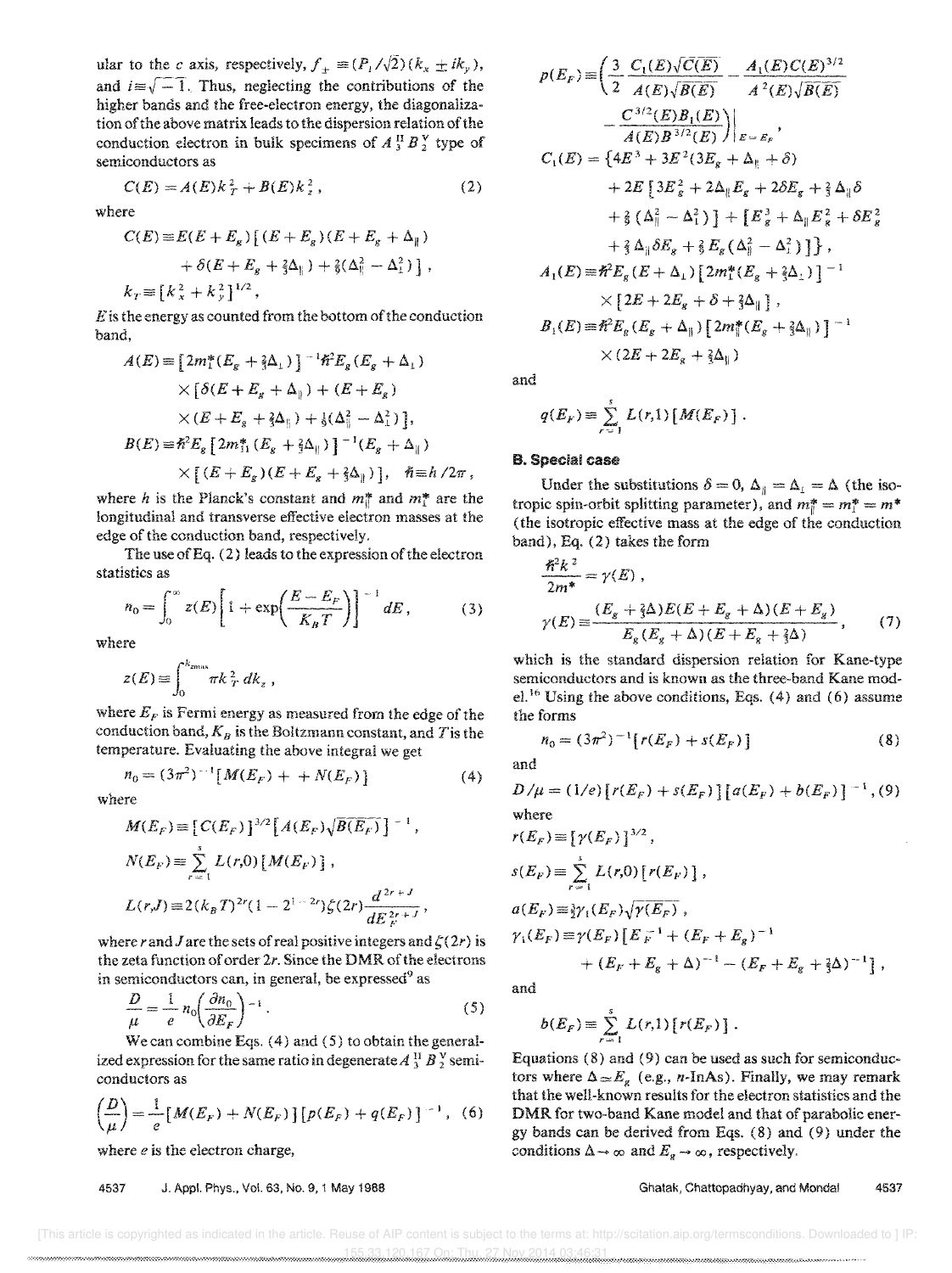ular to the $c$ axis, respectively, $f_{\pm} \equiv (P_{\perp}/\sqrt{2})(k_x \pm ik_y)$, and $i \equiv \sqrt{-1}$. Thus, neglecting the contributions of the higher bands and the free-electron energy, the diagonalization of the above matrix leads to the dispersion relation of the conduction electron in bulk specimens of $A_3^{II} B_2^{V}$ type of semiconductors as

$$C(E) = A(E)k_T^2 + B(E)k_z^2, \tag{2}$$

where

$$C(E) \equiv E(E+E_g)\left[(E+E_g)(E+E_g+\Delta_{\parallel}) + \delta(E+E_g+\tfrac{2}{3}\Delta_{\parallel}) + \tfrac{2}{9}(\Delta_{\parallel}^2 - \Delta_{\perp}^2)\right],$$

$$k_T \equiv [k_x^2 + k_y^2]^{1/2},$$

$E$ is the energy as counted from the bottom of the conduction band,

$$A(E) \equiv [2m_{\perp}^*(E_g + \tfrac{2}{3}\Delta_{\perp})]^{-1}\hbar^2 E_g(E_g+\Delta_{\perp}) \times [\delta(E+E_g+\Delta_{\parallel}) + (E+E_g) \times (E+E_g+\tfrac{2}{3}\Delta_{\parallel}) + \tfrac{1}{9}(\Delta_{\parallel}^2 - \Delta_{\perp}^2)],$$

$$B(E) \equiv \hbar^2 E_g[2m_{\parallel}^*(E_g + \tfrac{2}{3}\Delta_{\parallel})]^{-1}(E_g+\Delta_{\parallel}) \times [(E+E_g)(E+E_g+\tfrac{2}{3}\Delta_{\parallel})], \quad \hbar \equiv h/2\pi,$$

where $h$ is the Planck's constant and $m_{\parallel}^*$ and $m_{\perp}^*$ are the longitudinal and transverse effective electron masses at the edge of the conduction band, respectively.

The use of Eq. (2) leads to the expression of the electron statistics as

$$n_0 = \int_0^{\infty} z(E)\left[1 + \exp\left(\frac{E-E_F}{K_B T}\right)\right]^{-1} dE, \tag{3}$$

where

$$z(E) \equiv \int_0^{k_{z\max}} \pi k_T^2 \, dk_z,$$

where $E_F$ is Fermi energy as measured from the edge of the conduction band, $K_B$ is the Boltzmann constant, and $T$ is the temperature. Evaluating the above integral we get

$$n_0 = (3\pi^2)^{-1}[M(E_F) + + N(E_F)] \tag{4}$$

where

$$M(E_F) \equiv [C(E_F)]^{3/2}\left[A(E_F)\sqrt{B(E_F)}\right]^{-1},$$

$$N(E_F) \equiv \sum_{r=1}^{s} L(r,0)[M(E_F)],$$

$$L(r,J) \equiv 2(k_B T)^{2r}(1-2^{1-2r})\zeta(2r)\frac{d^{2r+J}}{dE_F^{2r+J}},$$

where $r$ and $J$ are the sets of real positive integers and $\zeta(2r)$ is the zeta function of order $2r$. Since the DMR of the electrons in semiconductors can, in general, be expressed[9] as

$$\frac{D}{\mu} = \frac{1}{e} n_0 \left(\frac{\partial n_0}{\partial E_F}\right)^{-1}. \tag{5}$$

We can combine Eqs. (4) and (5) to obtain the generalized expression for the same ratio in degenerate $A_3^{II} B_2^{V}$ semiconductors as

$$\left(\frac{D}{\mu}\right) = \frac{1}{e}[M(E_F) + N(E_F)][p(E_F) + q(E_F)]^{-1}, \tag{6}$$

where $e$ is the electron charge,

$$p(E_F) \equiv \left(\frac{3}{2}\frac{C_1(E)\sqrt{C(E)}}{A(E)\sqrt{B(E)}} - \frac{A_1(E)C(E)^{3/2}}{A^2(E)\sqrt{B(E)}} - \frac{C^{3/2}(E)B_1(E)}{A(E)B^{3/2}(E)}\right)\Bigg|_{E=E_F},$$

$$C_1(E) = \{4E^3 + 3E^2(3E_g + \Delta_{\parallel} + \delta) + 2E[3E_g^2 + 2\Delta_{\parallel}E_g + 2\delta E_g + \tfrac{2}{3}\Delta_{\parallel}\delta + \tfrac{2}{9}(\Delta_{\parallel}^2 - \Delta_{\perp}^2)] + [E_g^3 + \Delta_{\parallel}E_g^2 + \delta E_g^2 + \tfrac{2}{3}\Delta_{\parallel}\delta E_g + \tfrac{2}{9}E_g(\Delta_{\parallel}^2 - \Delta_{\perp}^2)]\},$$

$$A_1(E) \equiv \hbar^2 E_g(E+\Delta_{\perp})[2m_{\perp}^*(E_g + \tfrac{2}{3}\Delta_{\perp})]^{-1} \times [2E + 2E_g + \delta + \tfrac{2}{3}\Delta_{\parallel}],$$

$$B_1(E) \equiv \hbar^2 E_g(E_g+\Delta_{\parallel})[2m_{\parallel}^*(E_g + \tfrac{2}{3}\Delta_{\parallel})]^{-1} \times (2E + 2E_g + \tfrac{2}{3}\Delta_{\parallel})$$

and

$$q(E_F) \equiv \sum_{r=1}^{s} L(r,1)[M(E_F)].$$

### B. Special case

Under the substitutions $\delta = 0$, $\Delta_{\parallel} = \Delta_{\perp} = \Delta$ (the isotropic spin-orbit splitting parameter), and $m_{\parallel}^* = m_{\perp}^* = m^*$ (the isotropic effective mass at the edge of the conduction band), Eq. (2) takes the form

$$\frac{\hbar^2 k^2}{2m^*} = \gamma(E),$$

$$\gamma(E) \equiv \frac{(E_g + \tfrac{2}{3}\Delta)E(E+E_g+\Delta)(E+E_g)}{E_g(E_g+\Delta)(E+E_g+\tfrac{2}{3}\Delta)}, \tag{7}$$

which is the standard dispersion relation for Kane-type semiconductors and is known as the three-band Kane model.[16] Using the above conditions, Eqs. (4) and (6) assume the forms

$$n_0 = (3\pi^2)^{-1}[r(E_F) + s(E_F)] \tag{8}$$

and

$$D/\mu = (1/e)[r(E_F) + s(E_F)][a(E_F) + b(E_F)]^{-1}, \tag{9}$$

where

$$r(E_F) \equiv [\gamma(E_F)]^{3/2},$$

$$s(E_F) \equiv \sum_{r=1}^{s} L(r,0)[r(E_F)],$$

$$a(E_F) \equiv \tfrac{3}{2}\gamma_1(E_F)\sqrt{\gamma(E_F)},$$

$$\gamma_1(E_F) \equiv \gamma(E_F)[E_F^{-1} + (E_F+E_g)^{-1} + (E_F+E_g+\Delta)^{-1} - (E_F+E_g+\tfrac{2}{3}\Delta)^{-1}],$$

and

$$b(E_F) \equiv \sum_{r=1}^{s} L(r,1)[r(E_F)].$$

Equations (8) and (9) can be used as such for semiconductors where $\Delta \simeq E_g$ (e.g., $n$-InAs). Finally, we may remark that the well-known results for the electron statistics and the DMR for two-band Kane model and that of parabolic energy bands can be derived from Eqs. (8) and (9) under the conditions $\Delta \to \infty$ and $E_g \to \infty$, respectively.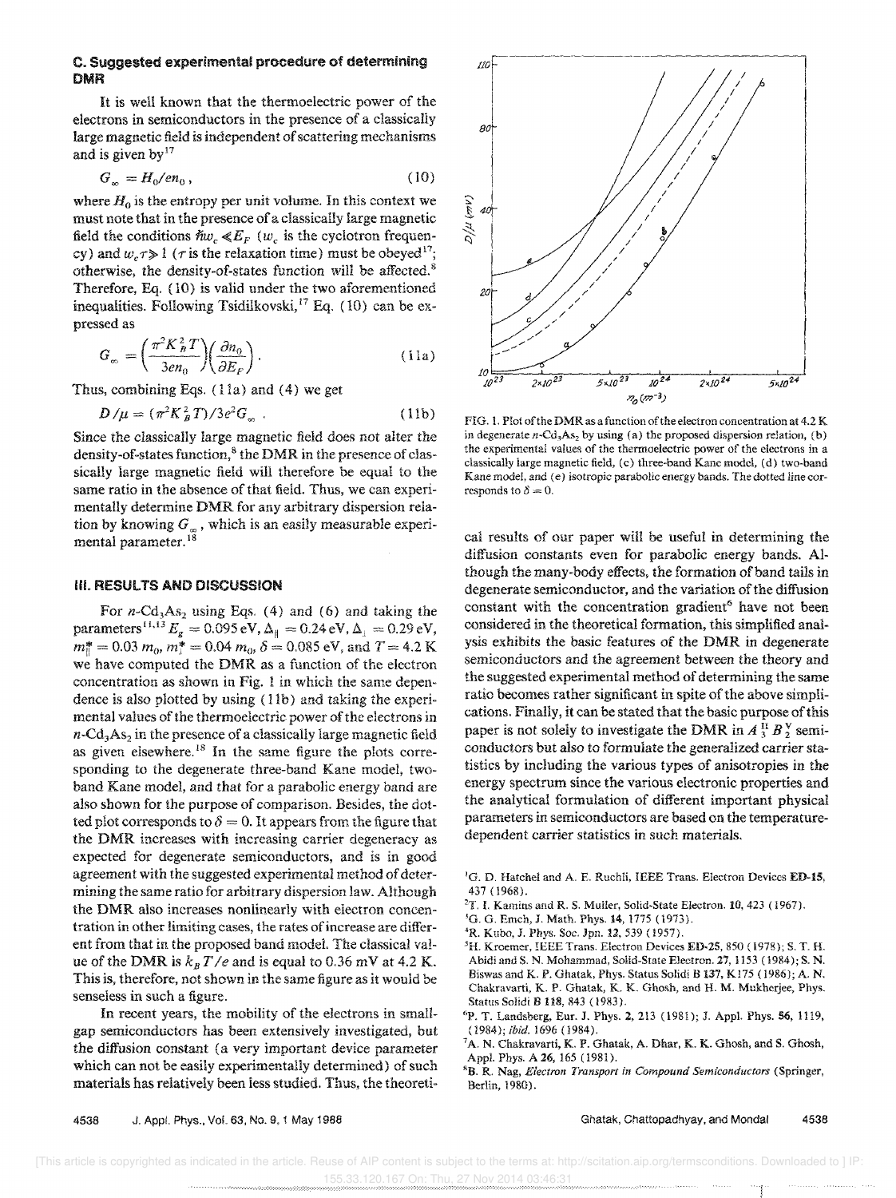### C. Suggested experimental procedure of determining DMR

It is well known that the thermoelectric power of the electrons in semiconductors in the presence of a classically large magnetic field is independent of scattering mechanisms and is given by[17]

$$G_\infty = H_0/en_0, \tag{10}$$

where $H_0$ is the entropy per unit volume. In this context we must note that in the presence of a classically large magnetic field the conditions $\hbar\omega_c \ll E_F$ ($\omega_c$ is the cyclotron frequency) and $\omega_c\tau \gg 1$ ($\tau$ is the relaxation time) must be obeyed[17]; otherwise, the density-of-states function will be affected.[8] Therefore, Eq. (10) is valid under the two aforementioned inequalities. Following Tsidilkovski,[17] Eq. (10) can be expressed as

$$G_\infty = \left(\frac{\pi^2 K_B^2 T}{3en_0}\right)\left(\frac{\partial n_0}{\partial E_F}\right). \tag{11a}$$

Thus, combining Eqs. (11a) and (4) we get

$$D/\mu = (\pi^2 K_B^2 T)/3e^2 G_\infty. \tag{11b}$$

Since the classically large magnetic field does not alter the density-of-states function,[8] the DMR in the presence of classically large magnetic field will therefore be equal to the same ratio in the absence of that field. Thus, we can experimentally determine DMR for any arbitrary dispersion relation by knowing $G_\infty$, which is an easily measurable experimental parameter.[18]

FIG. 1. Plot of the DMR as a function of the electron concentration at 4.2 K in degenerate $n$-$Cd_3As_2$ by using (a) the proposed dispersion relation, (b) the experimental values of the thermoelectric power of the electrons in a classically large magnetic field, (c) three-band Kane model, (d) two-band Kane model, and (e) isotropic parabolic energy bands. The dotted line corresponds to $\delta = 0$.

## III. RESULTS AND DISCUSSION

For $n$-$Cd_3As_2$ using Eqs. (4) and (6) and taking the parameters[11,13] $E_g = 0.095$ eV, $\Delta_\parallel = 0.24$ eV, $\Delta_\perp = 0.29$ eV, $m_\parallel^* = 0.03\, m_0$, $m_\perp^* = 0.04\, m_0$, $\delta = 0.085$ eV, and $T = 4.2$ K we have computed the DMR as a function of the electron concentration as shown in Fig. 1 in which the same dependence is also plotted by using (11b) and taking the experimental values of the thermoelectric power of the electrons in $n$-$Cd_3As_2$ in the presence of a classically large magnetic field as given elsewhere.[18] In the same figure the plots corresponding to the degenerate three-band Kane model, two-band Kane model, and that for a parabolic energy band are also shown for the purpose of comparison. Besides, the dotted plot corresponds to $\delta = 0$. It appears from the figure that the DMR increases with increasing carrier degeneracy as expected for degenerate semiconductors, and is in good agreement with the suggested experimental method of determining the same ratio for arbitrary dispersion law. Although the DMR also increases nonlinearly with electron concentration in other limiting cases, the rates of increase are different from that in the proposed band model. The classical value of the DMR is $k_B T/e$ and is equal to 0.36 mV at 4.2 K. This is, therefore, not shown in the same figure as it would be senseless in such a figure.

In recent years, the mobility of the electrons in small-gap semiconductors has been extensively investigated, but the diffusion constant (a very important device parameter which can not be easily experimentally determined) of such materials has relatively been less studied. Thus, the theoretical results of our paper will be useful in determining the diffusion constants even for parabolic energy bands. Although the many-body effects, the formation of band tails in degenerate semiconductor, and the variation of the diffusion constant with the concentration gradient[6] have not been considered in the theoretical formation, this simplified analysis exhibits the basic features of the DMR in degenerate semiconductors and the agreement between the theory and the suggested experimental method of determining the same ratio becomes rather significant in spite of the above simplifications. Finally, it can be stated that the basic purpose of this paper is not solely to investigate the DMR in $A_3^{II} B_2^{V}$ semiconductors but also to formulate the generalized carrier statistics by including the various types of anisotropies in the energy spectrum since the various electronic properties and the analytical formulation of different important physical parameters in semiconductors are based on the temperature-dependent carrier statistics in such materials.

[1] G. D. Hatchel and A. E. Ruchli, IEEE Trans. Electron Devices ED-15, 437 (1968).

[2] T. I. Kamins and R. S. Muller, Solid-State Electron. 10, 423 (1967).

[3] G. G. Emch, J. Math. Phys. 14, 1775 (1973).

[4] R. Kubo, J. Phys. Soc. Jpn. 12, 539 (1957).

[5] H. Kroemer, IEEE Trans. Electron Devices ED-25, 850 (1978); S. T. H. Abidi and S. N. Mohammad, Solid-State Electron. 27, 1153 (1984); S. N. Biswas and K. P. Ghatak, Phys. Status Solidi B 137, K175 (1986); A. N. Chakravarti, K. P. Ghatak, K. K. Ghosh, and H. M. Mukherjee, Phys. Status Solidi B 118, 843 (1983).

[6] P. T. Landsberg, Eur. J. Phys. 2, 213 (1981); J. Appl. Phys. 56, 1119, (1984); *ibid.* 1696 (1984).

[7] A. N. Chakravarti, K. P. Ghatak, A. Dhar, K. K. Ghosh, and S. Ghosh, Appl. Phys. A 26, 165 (1981).

[8] B. R. Nag, *Electron Transport in Compound Semiconductors* (Springer, Berlin, 1980).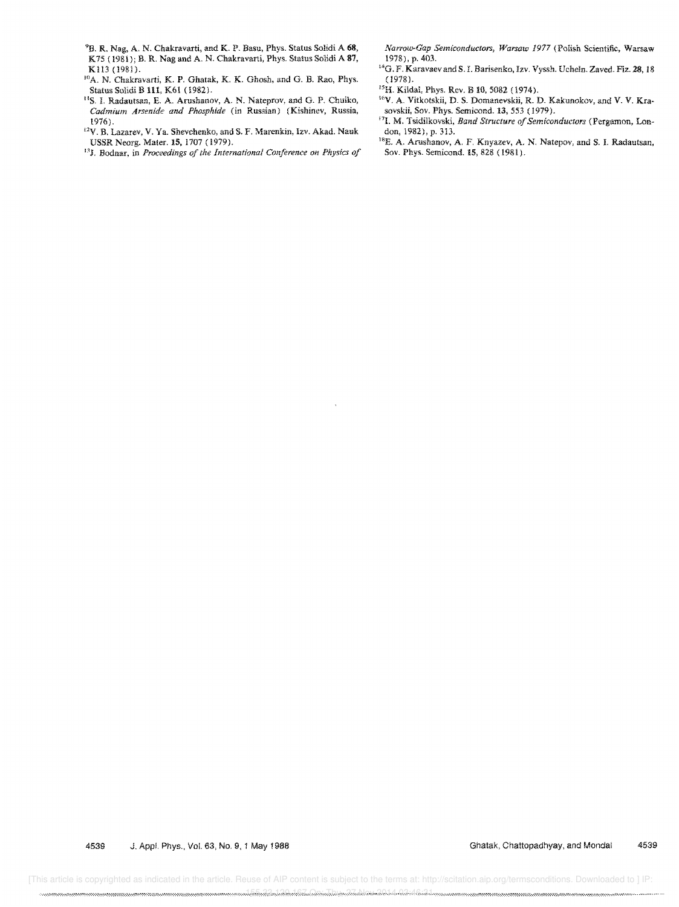[9] B. R. Nag, A. N. Chakravarti, and K. P. Basu, Phys. Status Solidi A **68**, K75 (1981); B. R. Nag and A. N. Chakravarti, Phys. Status Solidi A **87**, K113 (1981).

[10] A. N. Chakravarti, K. P. Ghatak, K. K. Ghosh, and G. B. Rao, Phys. Status Solidi B **111**, K61 (1982).

[11] S. I. Radautsan, E. A. Arushanov, A. N. Nateprov, and G. P. Chuiko, *Cadmium Arsenide and Phosphide* (in Russian) (Kishinev, Russia, 1976).

[12] V. B. Lazarev, V. Ya. Shevchenko, and S. F. Marenkin, Izv. Akad. Nauk USSR Neorg. Mater. **15**, 1707 (1979).

[13] J. Bodnar, in *Proceedings of the International Conference on Physics of Narrow-Gap Semiconductors, Warsaw 1977* (Polish Scientific, Warsaw 1978), p. 403.

[14] G. F. Karavaev and S. I. Barisenko, Izv. Vyssh. Ucheln. Zaved. Fiz. **28**, 18 (1978).

[15] H. Kildal, Phys. Rev. B **10**, 5082 (1974).

[16] V. A. Vitkotskii, D. S. Domanevskii, R. D. Kakunokov, and V. V. Krasovskii, Sov. Phys. Semicond. **13**, 553 (1979).

[17] I. M. Tsidilkovski, *Band Structure of Semiconductors* (Pergamon, London, 1982), p. 313.

[18] E. A. Arushanov, A. F. Knyazev, A. N. Natepov, and S. I. Radautsan, Sov. Phys. Semicond. **15**, 828 (1981).